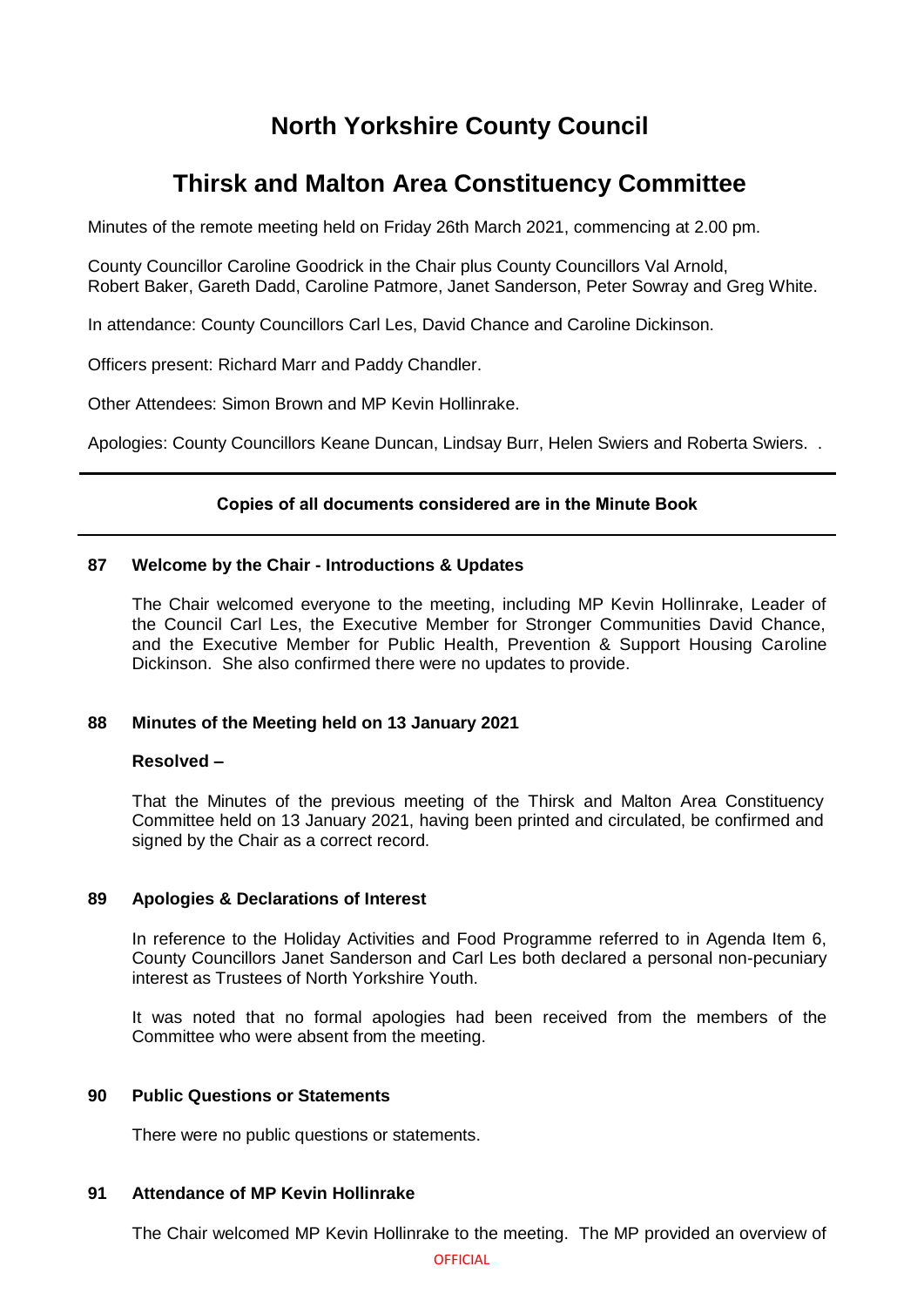# North Yorkshire County Council

# Thirsk and Malton Area Constituency Committee

Minutes of the remote meeting held on Friday 26th March 2021, commencing at 2.00 pm.

County Councillor Caroline Goodrick in the Chair plus County Councillors Val Arnold, Robert Baker, Gareth Dadd, Caroline Patmore, Janet Sanderson, Peter Sowray and Greg White.

In attendance: County Councillors Carl Les, David Chance and Caroline Dickinson.

Officers present: Richard Marr and Paddy Chandler.

Other Attendees: Simon Brown and MP Kevin Hollinrake.

Apologies: County Councillors Keane Duncan, Lindsay Burr, Helen Swiers and Roberta Swiers. .

---

**Copies of all documents considered are in the Minute Book**

---

### 87 Welcome by the Chair - Introductions & Updates

The Chair welcomed everyone to the meeting, including MP Kevin Hollinrake, Leader of the Council Carl Les, the Executive Member for Stronger Communities David Chance, and the Executive Member for Public Health, Prevention & Support Housing Caroline Dickinson. She also confirmed there were no updates to provide.

### 88 Minutes of the Meeting held on 13 January 2021

**Resolved –**

That the Minutes of the previous meeting of the Thirsk and Malton Area Constituency Committee held on 13 January 2021, having been printed and circulated, be confirmed and signed by the Chair as a correct record.

### 89 Apologies & Declarations of Interest

In reference to the Holiday Activities and Food Programme referred to in Agenda Item 6, County Councillors Janet Sanderson and Carl Les both declared a personal non-pecuniary interest as Trustees of North Yorkshire Youth.

It was noted that no formal apologies had been received from the members of the Committee who were absent from the meeting.

### 90 Public Questions or Statements

There were no public questions or statements.

### 91 Attendance of MP Kevin Hollinrake

The Chair welcomed MP Kevin Hollinrake to the meeting. The MP provided an overview of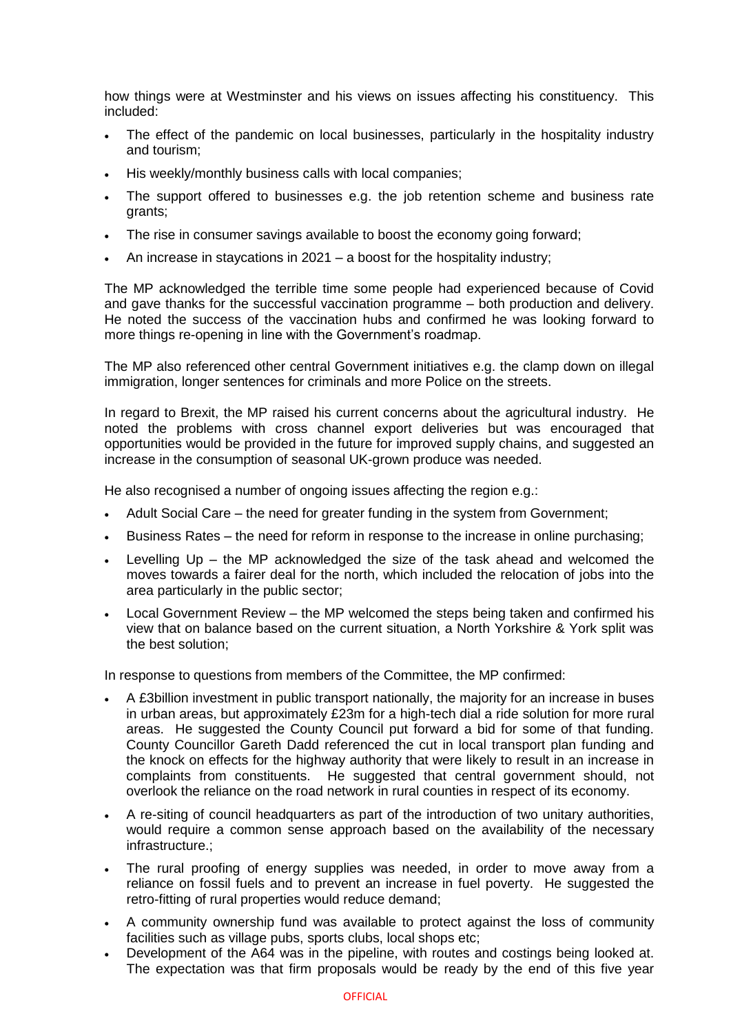how things were at Westminster and his views on issues affecting his constituency. This included:

- The effect of the pandemic on local businesses, particularly in the hospitality industry and tourism;
- His weekly/monthly business calls with local companies;
- The support offered to businesses e.g. the job retention scheme and business rate grants;
- The rise in consumer savings available to boost the economy going forward;
- An increase in staycations in 2021 – a boost for the hospitality industry;

The MP acknowledged the terrible time some people had experienced because of Covid and gave thanks for the successful vaccination programme – both production and delivery. He noted the success of the vaccination hubs and confirmed he was looking forward to more things re-opening in line with the Government's roadmap.

The MP also referenced other central Government initiatives e.g. the clamp down on illegal immigration, longer sentences for criminals and more Police on the streets.

In regard to Brexit, the MP raised his current concerns about the agricultural industry. He noted the problems with cross channel export deliveries but was encouraged that opportunities would be provided in the future for improved supply chains, and suggested an increase in the consumption of seasonal UK-grown produce was needed.

He also recognised a number of ongoing issues affecting the region e.g.:

- Adult Social Care – the need for greater funding in the system from Government;
- Business Rates – the need for reform in response to the increase in online purchasing;
- Levelling Up – the MP acknowledged the size of the task ahead and welcomed the moves towards a fairer deal for the north, which included the relocation of jobs into the area particularly in the public sector;
- Local Government Review – the MP welcomed the steps being taken and confirmed his view that on balance based on the current situation, a North Yorkshire & York split was the best solution;

In response to questions from members of the Committee, the MP confirmed:

- A £3billion investment in public transport nationally, the majority for an increase in buses in urban areas, but approximately £23m for a high-tech dial a ride solution for more rural areas. He suggested the County Council put forward a bid for some of that funding. County Councillor Gareth Dadd referenced the cut in local transport plan funding and the knock on effects for the highway authority that were likely to result in an increase in complaints from constituents. He suggested that central government should, not overlook the reliance on the road network in rural counties in respect of its economy.
- A re-siting of council headquarters as part of the introduction of two unitary authorities, would require a common sense approach based on the availability of the necessary infrastructure.;
- The rural proofing of energy supplies was needed, in order to move away from a reliance on fossil fuels and to prevent an increase in fuel poverty. He suggested the retro-fitting of rural properties would reduce demand;
- A community ownership fund was available to protect against the loss of community facilities such as village pubs, sports clubs, local shops etc;
- Development of the A64 was in the pipeline, with routes and costings being looked at. The expectation was that firm proposals would be ready by the end of this five year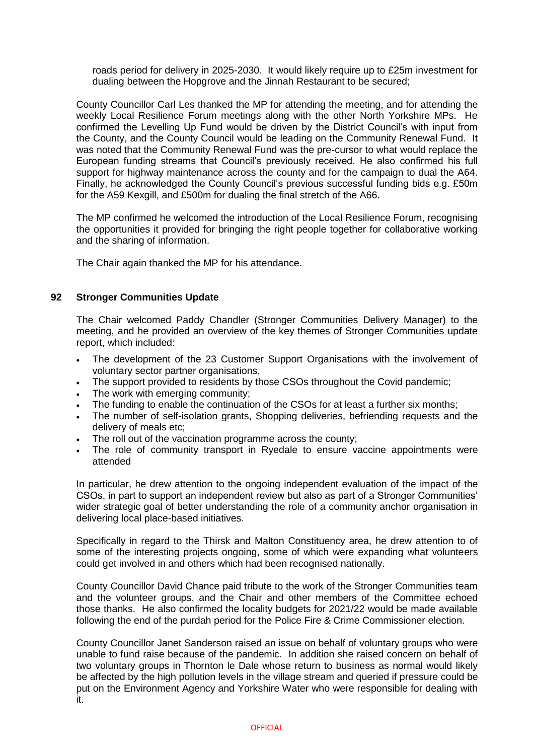roads period for delivery in 2025-2030. It would likely require up to £25m investment for dualing between the Hopgrove and the Jinnah Restaurant to be secured;

County Councillor Carl Les thanked the MP for attending the meeting, and for attending the weekly Local Resilience Forum meetings along with the other North Yorkshire MPs. He confirmed the Levelling Up Fund would be driven by the District Council's with input from the County, and the County Council would be leading on the Community Renewal Fund. It was noted that the Community Renewal Fund was the pre-cursor to what would replace the European funding streams that Council's previously received. He also confirmed his full support for highway maintenance across the county and for the campaign to dual the A64. Finally, he acknowledged the County Council's previous successful funding bids e.g. £50m for the A59 Kexgill, and £500m for dualing the final stretch of the A66.

The MP confirmed he welcomed the introduction of the Local Resilience Forum, recognising the opportunities it provided for bringing the right people together for collaborative working and the sharing of information.

The Chair again thanked the MP for his attendance.

## 92 Stronger Communities Update

The Chair welcomed Paddy Chandler (Stronger Communities Delivery Manager) to the meeting, and he provided an overview of the key themes of Stronger Communities update report, which included:

- The development of the 23 Customer Support Organisations with the involvement of voluntary sector partner organisations,
- The support provided to residents by those CSOs throughout the Covid pandemic;
- The work with emerging community;
- The funding to enable the continuation of the CSOs for at least a further six months;
- The number of self-isolation grants, Shopping deliveries, befriending requests and the delivery of meals etc;
- The roll out of the vaccination programme across the county;
- The role of community transport in Ryedale to ensure vaccine appointments were attended

In particular, he drew attention to the ongoing independent evaluation of the impact of the CSOs, in part to support an independent review but also as part of a Stronger Communities' wider strategic goal of better understanding the role of a community anchor organisation in delivering local place-based initiatives.

Specifically in regard to the Thirsk and Malton Constituency area, he drew attention to of some of the interesting projects ongoing, some of which were expanding what volunteers could get involved in and others which had been recognised nationally.

County Councillor David Chance paid tribute to the work of the Stronger Communities team and the volunteer groups, and the Chair and other members of the Committee echoed those thanks. He also confirmed the locality budgets for 2021/22 would be made available following the end of the purdah period for the Police Fire & Crime Commissioner election.

County Councillor Janet Sanderson raised an issue on behalf of voluntary groups who were unable to fund raise because of the pandemic. In addition she raised concern on behalf of two voluntary groups in Thornton le Dale whose return to business as normal would likely be affected by the high pollution levels in the village stream and queried if pressure could be put on the Environment Agency and Yorkshire Water who were responsible for dealing with it.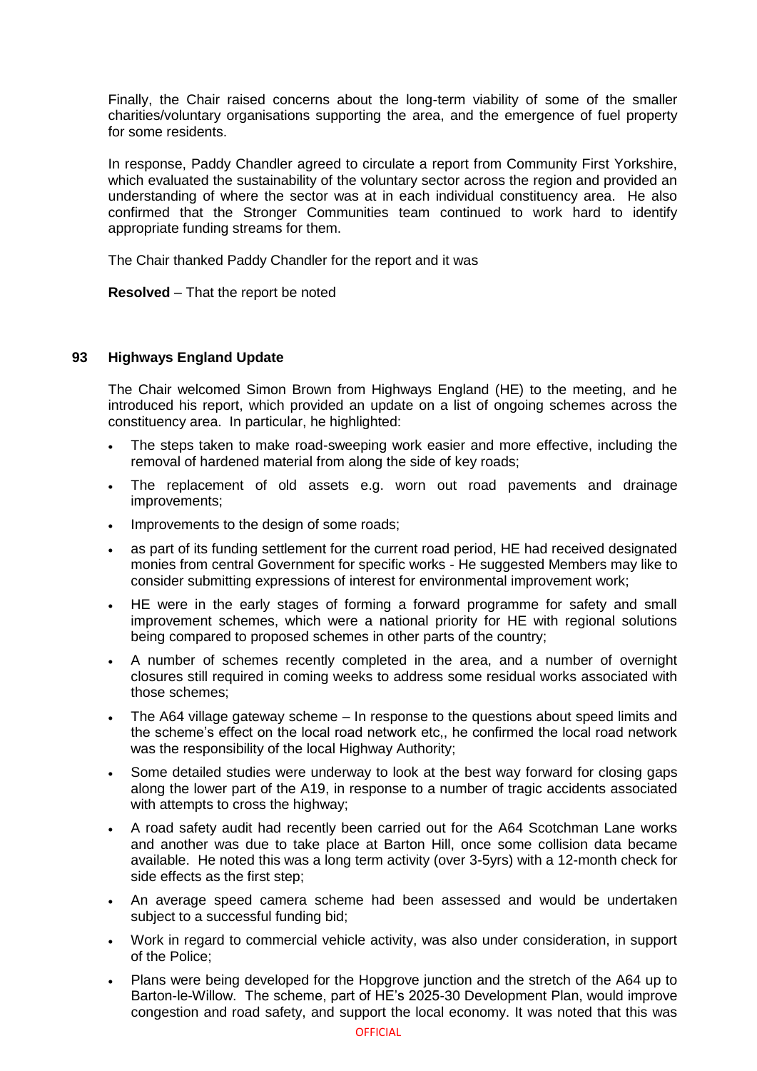Finally, the Chair raised concerns about the long-term viability of some of the smaller charities/voluntary organisations supporting the area, and the emergence of fuel property for some residents.

In response, Paddy Chandler agreed to circulate a report from Community First Yorkshire, which evaluated the sustainability of the voluntary sector across the region and provided an understanding of where the sector was at in each individual constituency area. He also confirmed that the Stronger Communities team continued to work hard to identify appropriate funding streams for them.

The Chair thanked Paddy Chandler for the report and it was

**Resolved** – That the report be noted

## 93 Highways England Update

The Chair welcomed Simon Brown from Highways England (HE) to the meeting, and he introduced his report, which provided an update on a list of ongoing schemes across the constituency area. In particular, he highlighted:

- The steps taken to make road-sweeping work easier and more effective, including the removal of hardened material from along the side of key roads;
- The replacement of old assets e.g. worn out road pavements and drainage improvements;
- Improvements to the design of some roads;
- as part of its funding settlement for the current road period, HE had received designated monies from central Government for specific works - He suggested Members may like to consider submitting expressions of interest for environmental improvement work;
- HE were in the early stages of forming a forward programme for safety and small improvement schemes, which were a national priority for HE with regional solutions being compared to proposed schemes in other parts of the country;
- A number of schemes recently completed in the area, and a number of overnight closures still required in coming weeks to address some residual works associated with those schemes;
- The A64 village gateway scheme – In response to the questions about speed limits and the scheme's effect on the local road network etc,, he confirmed the local road network was the responsibility of the local Highway Authority;
- Some detailed studies were underway to look at the best way forward for closing gaps along the lower part of the A19, in response to a number of tragic accidents associated with attempts to cross the highway;
- A road safety audit had recently been carried out for the A64 Scotchman Lane works and another was due to take place at Barton Hill, once some collision data became available. He noted this was a long term activity (over 3-5yrs) with a 12-month check for side effects as the first step;
- An average speed camera scheme had been assessed and would be undertaken subject to a successful funding bid;
- Work in regard to commercial vehicle activity, was also under consideration, in support of the Police;
- Plans were being developed for the Hopgrove junction and the stretch of the A64 up to Barton-le-Willow. The scheme, part of HE's 2025-30 Development Plan, would improve congestion and road safety, and support the local economy. It was noted that this was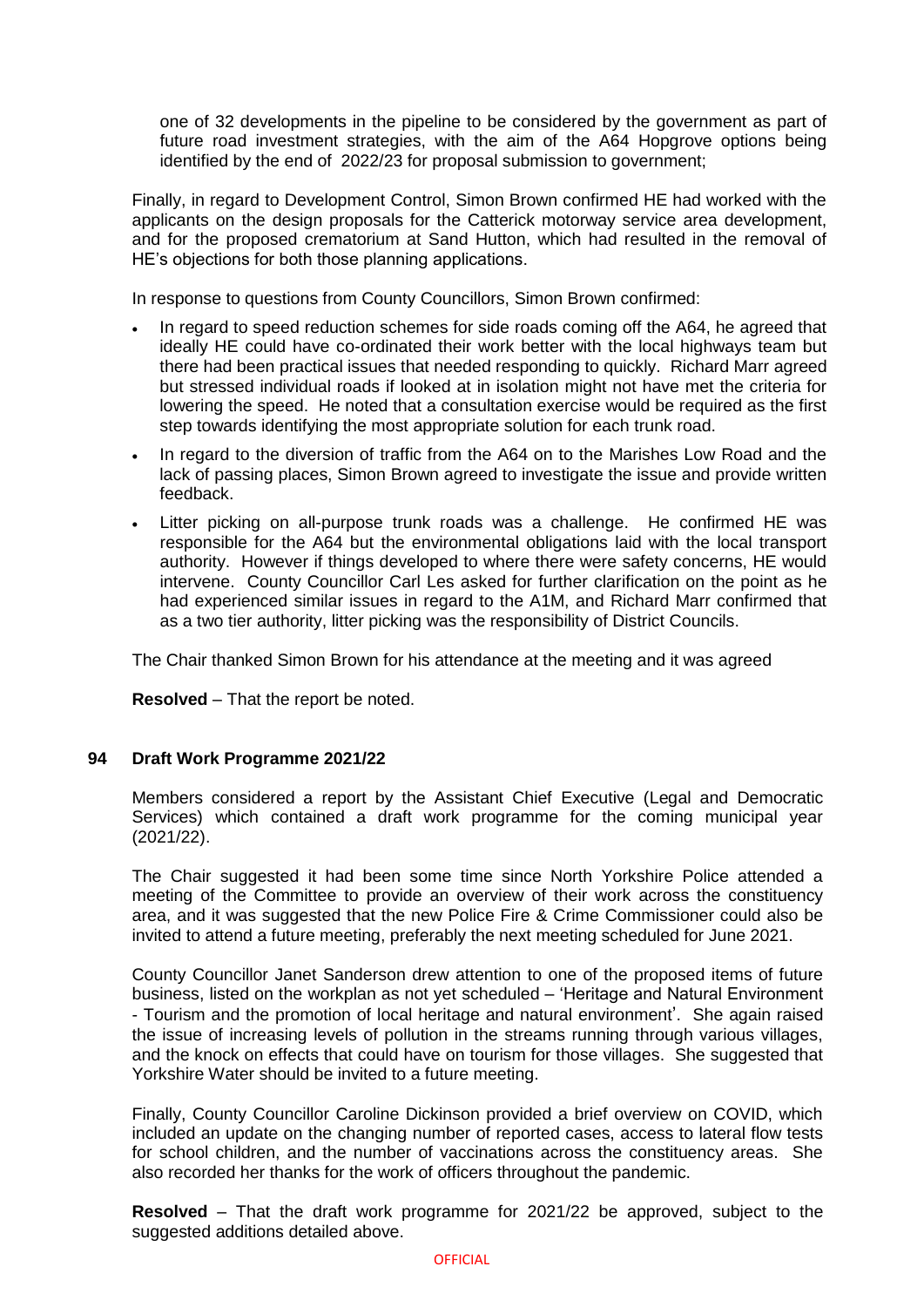one of 32 developments in the pipeline to be considered by the government as part of future road investment strategies, with the aim of the A64 Hopgrove options being identified by the end of 2022/23 for proposal submission to government;

Finally, in regard to Development Control, Simon Brown confirmed HE had worked with the applicants on the design proposals for the Catterick motorway service area development, and for the proposed crematorium at Sand Hutton, which had resulted in the removal of HE's objections for both those planning applications.

In response to questions from County Councillors, Simon Brown confirmed:

- In regard to speed reduction schemes for side roads coming off the A64, he agreed that ideally HE could have co-ordinated their work better with the local highways team but there had been practical issues that needed responding to quickly. Richard Marr agreed but stressed individual roads if looked at in isolation might not have met the criteria for lowering the speed. He noted that a consultation exercise would be required as the first step towards identifying the most appropriate solution for each trunk road.
- In regard to the diversion of traffic from the A64 on to the Marishes Low Road and the lack of passing places, Simon Brown agreed to investigate the issue and provide written feedback.
- Litter picking on all-purpose trunk roads was a challenge. He confirmed HE was responsible for the A64 but the environmental obligations laid with the local transport authority. However if things developed to where there were safety concerns, HE would intervene. County Councillor Carl Les asked for further clarification on the point as he had experienced similar issues in regard to the A1M, and Richard Marr confirmed that as a two tier authority, litter picking was the responsibility of District Councils.

The Chair thanked Simon Brown for his attendance at the meeting and it was agreed

**Resolved** – That the report be noted.

## 94 Draft Work Programme 2021/22

Members considered a report by the Assistant Chief Executive (Legal and Democratic Services) which contained a draft work programme for the coming municipal year (2021/22).

The Chair suggested it had been some time since North Yorkshire Police attended a meeting of the Committee to provide an overview of their work across the constituency area, and it was suggested that the new Police Fire & Crime Commissioner could also be invited to attend a future meeting, preferably the next meeting scheduled for June 2021.

County Councillor Janet Sanderson drew attention to one of the proposed items of future business, listed on the workplan as not yet scheduled – 'Heritage and Natural Environment - Tourism and the promotion of local heritage and natural environment'. She again raised the issue of increasing levels of pollution in the streams running through various villages, and the knock on effects that could have on tourism for those villages. She suggested that Yorkshire Water should be invited to a future meeting.

Finally, County Councillor Caroline Dickinson provided a brief overview on COVID, which included an update on the changing number of reported cases, access to lateral flow tests for school children, and the number of vaccinations across the constituency areas. She also recorded her thanks for the work of officers throughout the pandemic.

**Resolved** – That the draft work programme for 2021/22 be approved, subject to the suggested additions detailed above.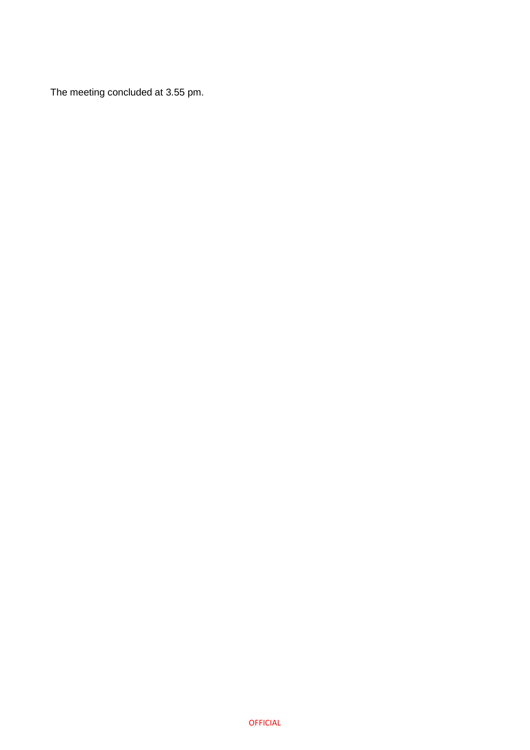The meeting concluded at 3.55 pm.